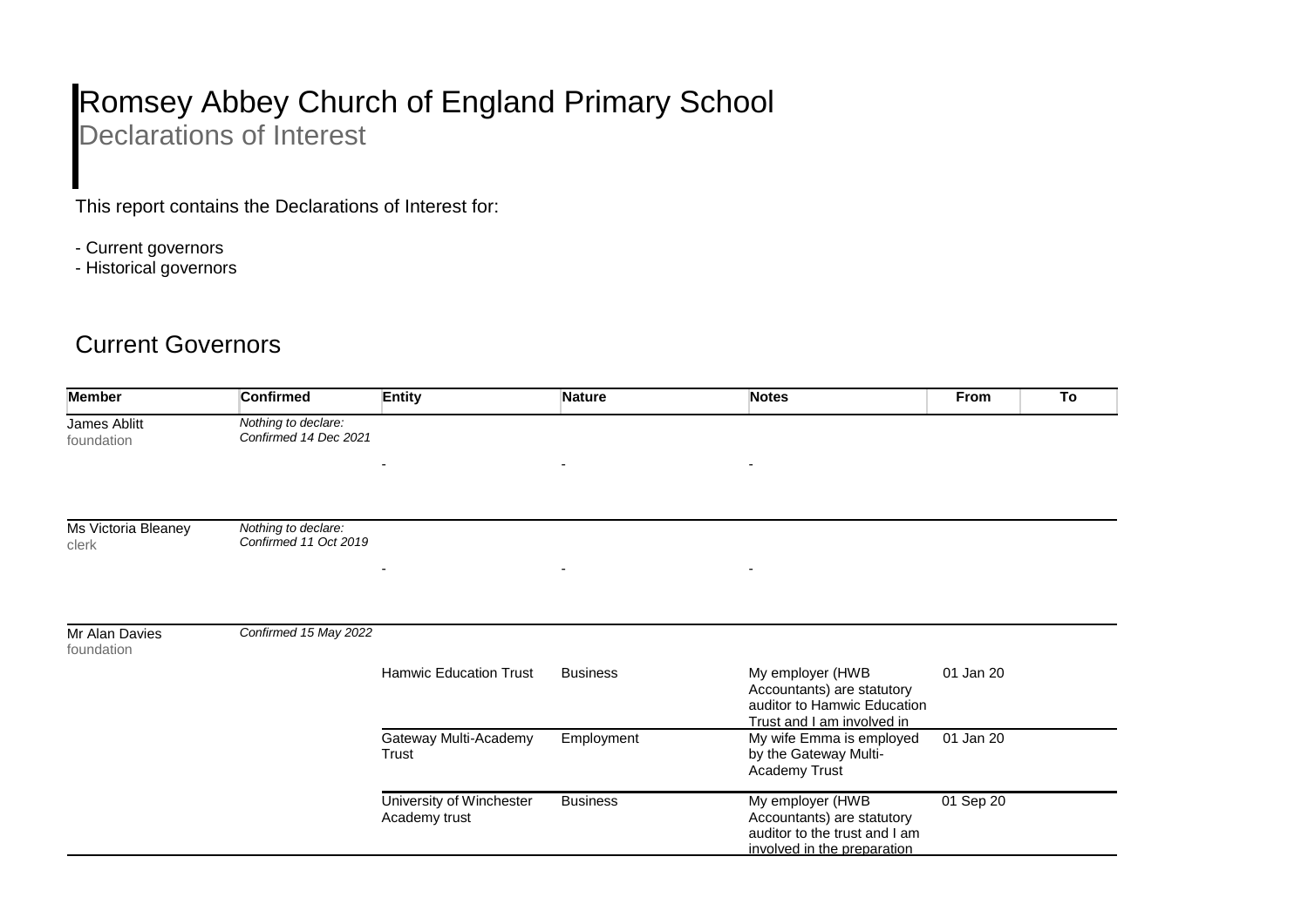# Romsey Abbey Church of England Primary School

## Declarations of Interest

This report contains the Declarations of Interest for:

- Current governors
- Historical governors

## Current Governors

| Member | Confirmed | Entity | Nature | Notes | From | To |
|---|---|---|---|---|---|---|
| James Ablitt<br>foundation | *Nothing to declare:*<br>*Confirmed 14 Dec 2021* | - | - | - | | |
| Ms Victoria Bleaney<br>clerk | *Nothing to declare:*<br>*Confirmed 11 Oct 2019* | - | - | - | | |
| Mr Alan Davies<br>foundation | *Confirmed 15 May 2022* | Hamwic Education Trust | Business | My employer (HWB Accountants) are statutory auditor to Hamwic Education Trust and I am involved in | 01 Jan 20 | |
| | | Gateway Multi-Academy Trust | Employment | My wife Emma is employed by the Gateway Multi-Academy Trust | 01 Jan 20 | |
| | | University of Winchester Academy trust | Business | My employer (HWB Accountants) are statutory auditor to the trust and I am involved in the preparation | 01 Sep 20 | |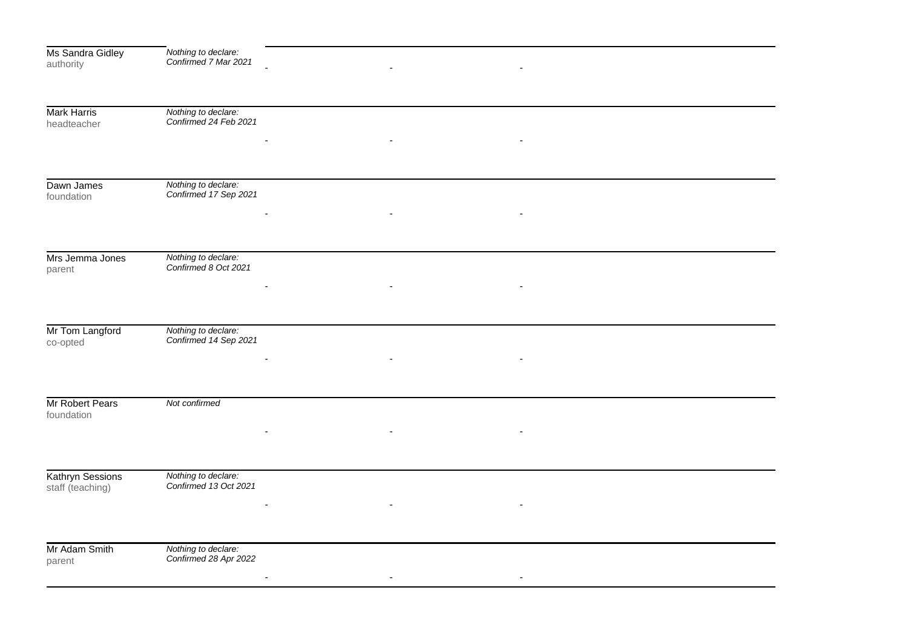| | | | | |
|---|---|---|---|---|
| Ms Sandra Gidley<br>authority | *Nothing to declare: Confirmed 7 Mar 2021* | - | - | - |
| Mark Harris<br>headteacher | *Nothing to declare: Confirmed 24 Feb 2021* | - | - | - |
| Dawn James<br>foundation | *Nothing to declare: Confirmed 17 Sep 2021* | - | - | - |
| Mrs Jemma Jones<br>parent | *Nothing to declare: Confirmed 8 Oct 2021* | - | - | - |
| Mr Tom Langford<br>co-opted | *Nothing to declare: Confirmed 14 Sep 2021* | - | - | - |
| Mr Robert Pears<br>foundation | *Not confirmed* | - | - | - |
| Kathryn Sessions<br>staff (teaching) | *Nothing to declare: Confirmed 13 Oct 2021* | - | - | - |
| Mr Adam Smith<br>parent | *Nothing to declare: Confirmed 28 Apr 2022* | - | - | - |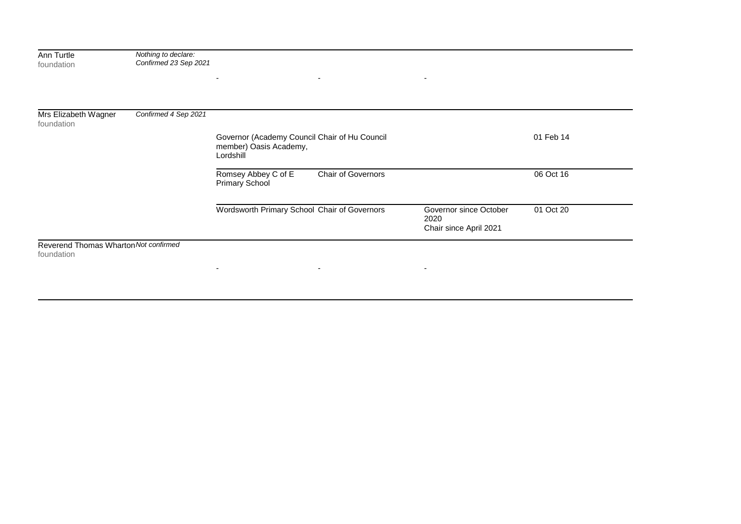| Name | Status | Organisation | Role | Notes | Date |
|---|---|---|---|---|---|
| Ann Turtle<br>foundation | *Nothing to declare: Confirmed 23 Sep 2021* | - | - | - | |
| Mrs Elizabeth Wagner<br>foundation | *Confirmed 4 Sep 2021* | | | | |
| | | Governor (Academy Council member) Oasis Academy, Lordshill | Chair of Hu Council | | 01 Feb 14 |
| | | Romsey Abbey C of E Primary School | Chair of Governors | | 06 Oct 16 |
| | | Wordsworth Primary School | Chair of Governors | Governor since October 2020<br>Chair since April 2021 | 01 Oct 20 |
| Reverend Thomas Wharton<br>foundation | *Not confirmed* | - | - | - | |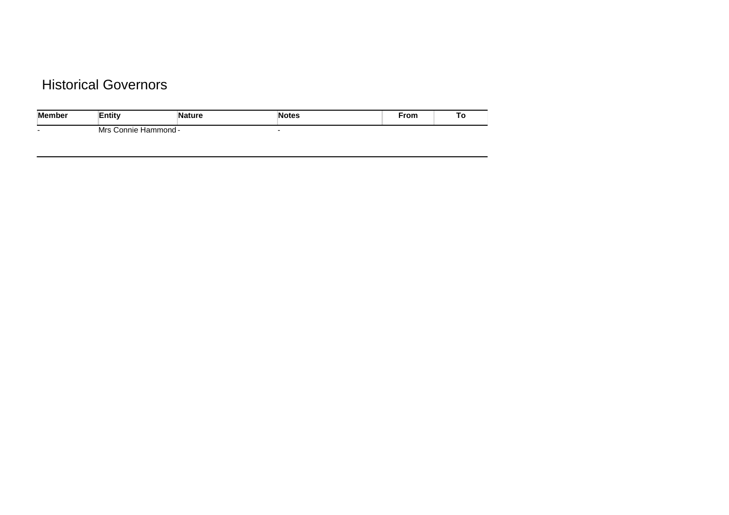# Historical Governors

| Member | Entity | Nature | Notes | From | To |
|---|---|---|---|---|---|
| - | Mrs Connie Hammond | - | - | | |